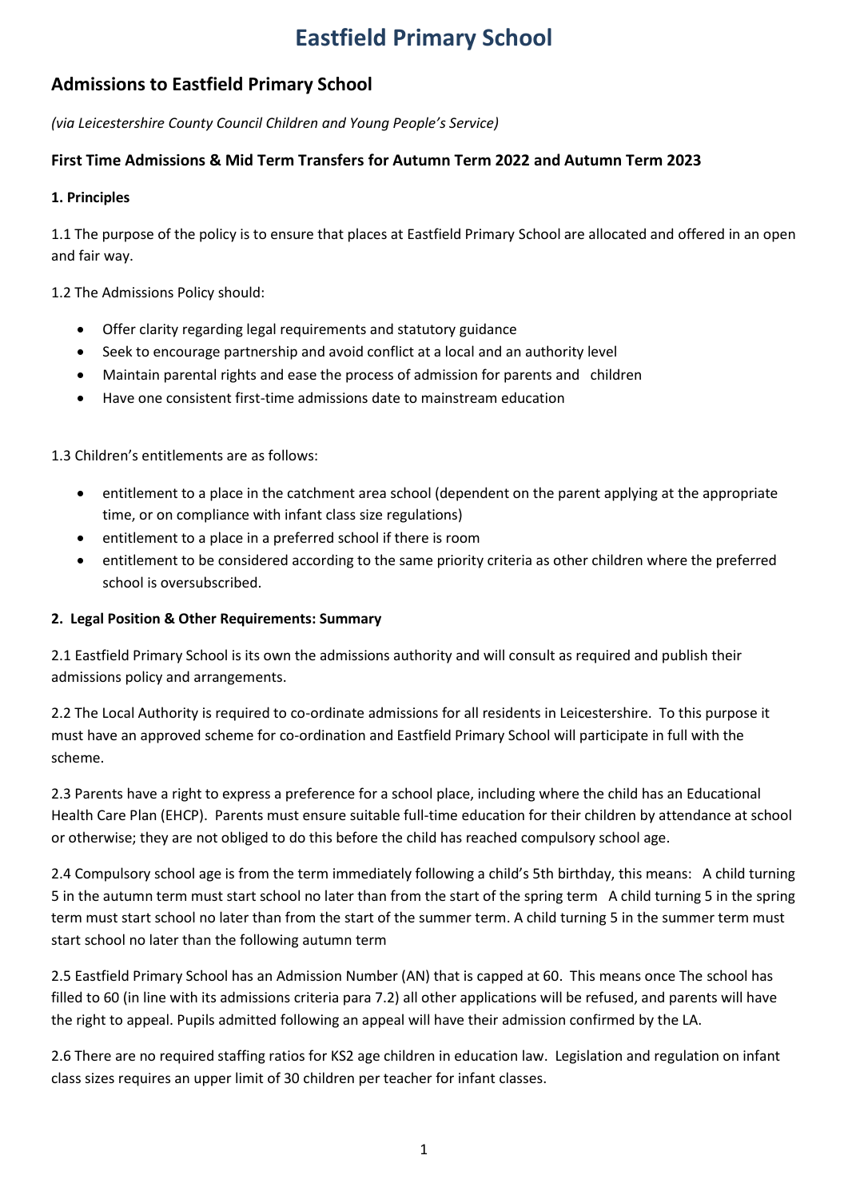# Eastfield Primary School

## Admissions to Eastfield Primary School

*(via Leicestershire County Council Children and Young People's Service)*

### First Time Admissions & Mid Term Transfers for Autumn Term 2022 and Autumn Term 2023

#### 1. Principles

1.1 The purpose of the policy is to ensure that places at Eastfield Primary School are allocated and offered in an open and fair way.

1.2 The Admissions Policy should:

- Offer clarity regarding legal requirements and statutory guidance
- Seek to encourage partnership and avoid conflict at a local and an authority level
- Maintain parental rights and ease the process of admission for parents and children
- Have one consistent first-time admissions date to mainstream education

1.3 Children's entitlements are as follows:

- entitlement to a place in the catchment area school (dependent on the parent applying at the appropriate time, or on compliance with infant class size regulations)
- entitlement to a place in a preferred school if there is room
- entitlement to be considered according to the same priority criteria as other children where the preferred school is oversubscribed.

#### 2. Legal Position & Other Requirements: Summary

2.1 Eastfield Primary School is its own the admissions authority and will consult as required and publish their admissions policy and arrangements.

2.2 The Local Authority is required to co-ordinate admissions for all residents in Leicestershire. To this purpose it must have an approved scheme for co-ordination and Eastfield Primary School will participate in full with the scheme.

2.3 Parents have a right to express a preference for a school place, including where the child has an Educational Health Care Plan (EHCP). Parents must ensure suitable full-time education for their children by attendance at school or otherwise; they are not obliged to do this before the child has reached compulsory school age.

2.4 Compulsory school age is from the term immediately following a child's 5th birthday, this means: A child turning 5 in the autumn term must start school no later than from the start of the spring term A child turning 5 in the spring term must start school no later than from the start of the summer term. A child turning 5 in the summer term must start school no later than the following autumn term

2.5 Eastfield Primary School has an Admission Number (AN) that is capped at 60. This means once The school has filled to 60 (in line with its admissions criteria para 7.2) all other applications will be refused, and parents will have the right to appeal. Pupils admitted following an appeal will have their admission confirmed by the LA.

2.6 There are no required staffing ratios for KS2 age children in education law. Legislation and regulation on infant class sizes requires an upper limit of 30 children per teacher for infant classes.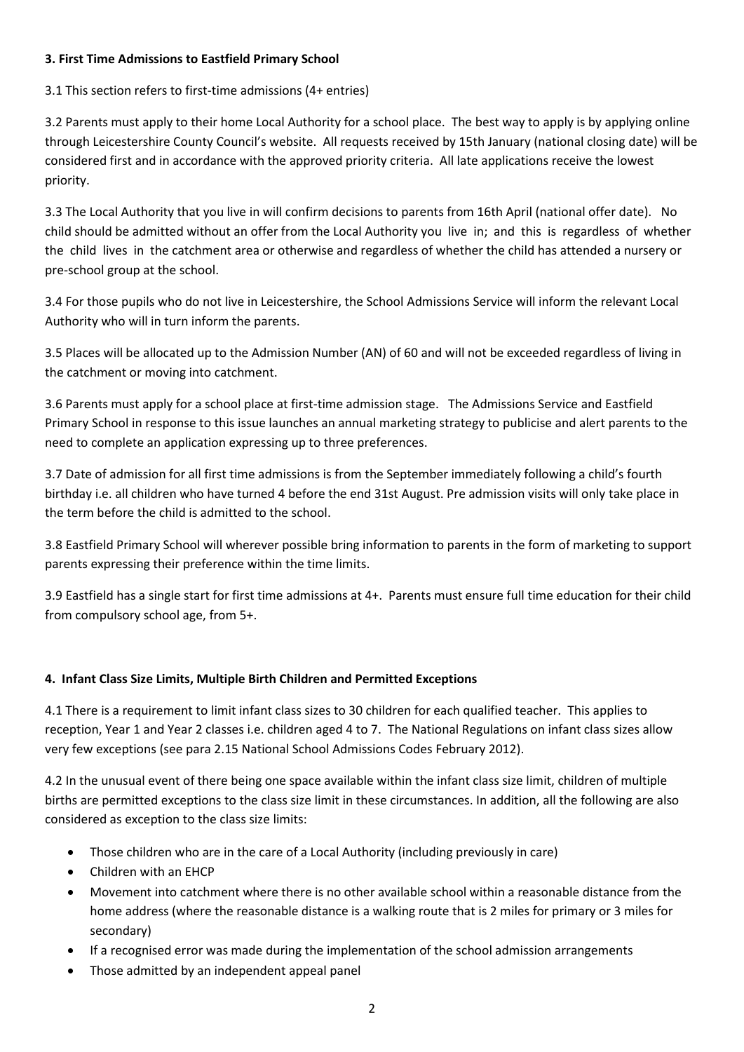### 3. First Time Admissions to Eastfield Primary School

3.1 This section refers to first-time admissions (4+ entries)

3.2 Parents must apply to their home Local Authority for a school place. The best way to apply is by applying online through Leicestershire County Council's website. All requests received by 15th January (national closing date) will be considered first and in accordance with the approved priority criteria. All late applications receive the lowest priority.

3.3 The Local Authority that you live in will confirm decisions to parents from 16th April (national offer date). No child should be admitted without an offer from the Local Authority you live in; and this is regardless of whether the child lives in the catchment area or otherwise and regardless of whether the child has attended a nursery or pre-school group at the school.

3.4 For those pupils who do not live in Leicestershire, the School Admissions Service will inform the relevant Local Authority who will in turn inform the parents.

3.5 Places will be allocated up to the Admission Number (AN) of 60 and will not be exceeded regardless of living in the catchment or moving into catchment.

3.6 Parents must apply for a school place at first-time admission stage. The Admissions Service and Eastfield Primary School in response to this issue launches an annual marketing strategy to publicise and alert parents to the need to complete an application expressing up to three preferences.

3.7 Date of admission for all first time admissions is from the September immediately following a child's fourth birthday i.e. all children who have turned 4 before the end 31st August. Pre admission visits will only take place in the term before the child is admitted to the school.

3.8 Eastfield Primary School will wherever possible bring information to parents in the form of marketing to support parents expressing their preference within the time limits.

3.9 Eastfield has a single start for first time admissions at 4+. Parents must ensure full time education for their child from compulsory school age, from 5+.

### 4. Infant Class Size Limits, Multiple Birth Children and Permitted Exceptions

4.1 There is a requirement to limit infant class sizes to 30 children for each qualified teacher. This applies to reception, Year 1 and Year 2 classes i.e. children aged 4 to 7. The National Regulations on infant class sizes allow very few exceptions (see para 2.15 National School Admissions Codes February 2012).

4.2 In the unusual event of there being one space available within the infant class size limit, children of multiple births are permitted exceptions to the class size limit in these circumstances. In addition, all the following are also considered as exception to the class size limits:

- Those children who are in the care of a Local Authority (including previously in care)
- Children with an EHCP
- Movement into catchment where there is no other available school within a reasonable distance from the home address (where the reasonable distance is a walking route that is 2 miles for primary or 3 miles for secondary)
- If a recognised error was made during the implementation of the school admission arrangements
- Those admitted by an independent appeal panel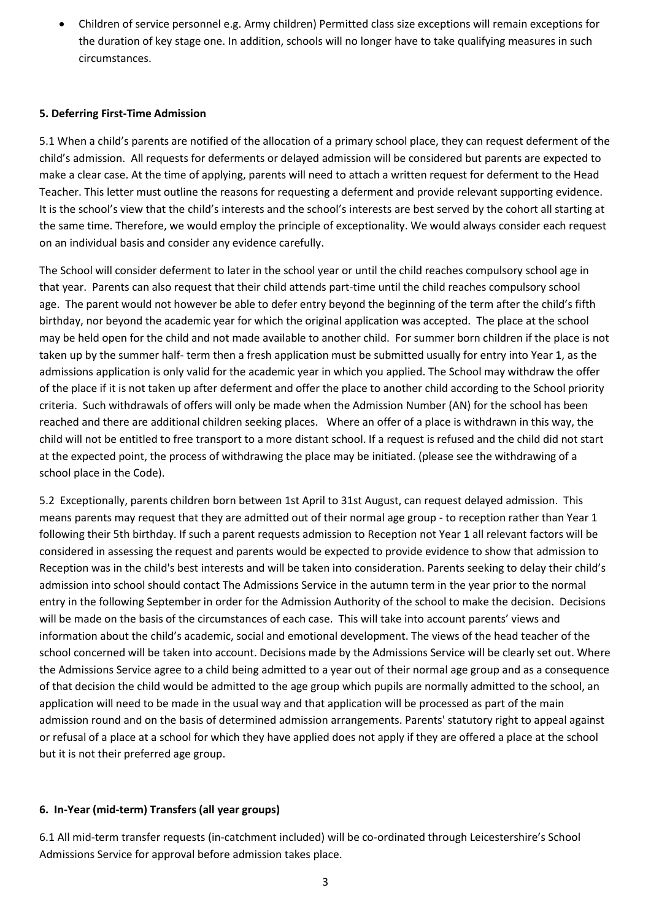- Children of service personnel e.g. Army children) Permitted class size exceptions will remain exceptions for the duration of key stage one. In addition, schools will no longer have to take qualifying measures in such circumstances.

**5. Deferring First-Time Admission**

5.1 When a child's parents are notified of the allocation of a primary school place, they can request deferment of the child's admission. All requests for deferments or delayed admission will be considered but parents are expected to make a clear case. At the time of applying, parents will need to attach a written request for deferment to the Head Teacher. This letter must outline the reasons for requesting a deferment and provide relevant supporting evidence. It is the school's view that the child's interests and the school's interests are best served by the cohort all starting at the same time. Therefore, we would employ the principle of exceptionality. We would always consider each request on an individual basis and consider any evidence carefully.

The School will consider deferment to later in the school year or until the child reaches compulsory school age in that year. Parents can also request that their child attends part-time until the child reaches compulsory school age. The parent would not however be able to defer entry beyond the beginning of the term after the child's fifth birthday, nor beyond the academic year for which the original application was accepted. The place at the school may be held open for the child and not made available to another child. For summer born children if the place is not taken up by the summer half- term then a fresh application must be submitted usually for entry into Year 1, as the admissions application is only valid for the academic year in which you applied. The School may withdraw the offer of the place if it is not taken up after deferment and offer the place to another child according to the School priority criteria. Such withdrawals of offers will only be made when the Admission Number (AN) for the school has been reached and there are additional children seeking places. Where an offer of a place is withdrawn in this way, the child will not be entitled to free transport to a more distant school. If a request is refused and the child did not start at the expected point, the process of withdrawing the place may be initiated. (please see the withdrawing of a school place in the Code).

5.2 Exceptionally, parents children born between 1st April to 31st August, can request delayed admission. This means parents may request that they are admitted out of their normal age group - to reception rather than Year 1 following their 5th birthday. If such a parent requests admission to Reception not Year 1 all relevant factors will be considered in assessing the request and parents would be expected to provide evidence to show that admission to Reception was in the child's best interests and will be taken into consideration. Parents seeking to delay their child's admission into school should contact The Admissions Service in the autumn term in the year prior to the normal entry in the following September in order for the Admission Authority of the school to make the decision. Decisions will be made on the basis of the circumstances of each case. This will take into account parents' views and information about the child's academic, social and emotional development. The views of the head teacher of the school concerned will be taken into account. Decisions made by the Admissions Service will be clearly set out. Where the Admissions Service agree to a child being admitted to a year out of their normal age group and as a consequence of that decision the child would be admitted to the age group which pupils are normally admitted to the school, an application will need to be made in the usual way and that application will be processed as part of the main admission round and on the basis of determined admission arrangements. Parents' statutory right to appeal against or refusal of a place at a school for which they have applied does not apply if they are offered a place at the school but it is not their preferred age group.

**6. In-Year (mid-term) Transfers (all year groups)**

6.1 All mid-term transfer requests (in-catchment included) will be co-ordinated through Leicestershire's School Admissions Service for approval before admission takes place.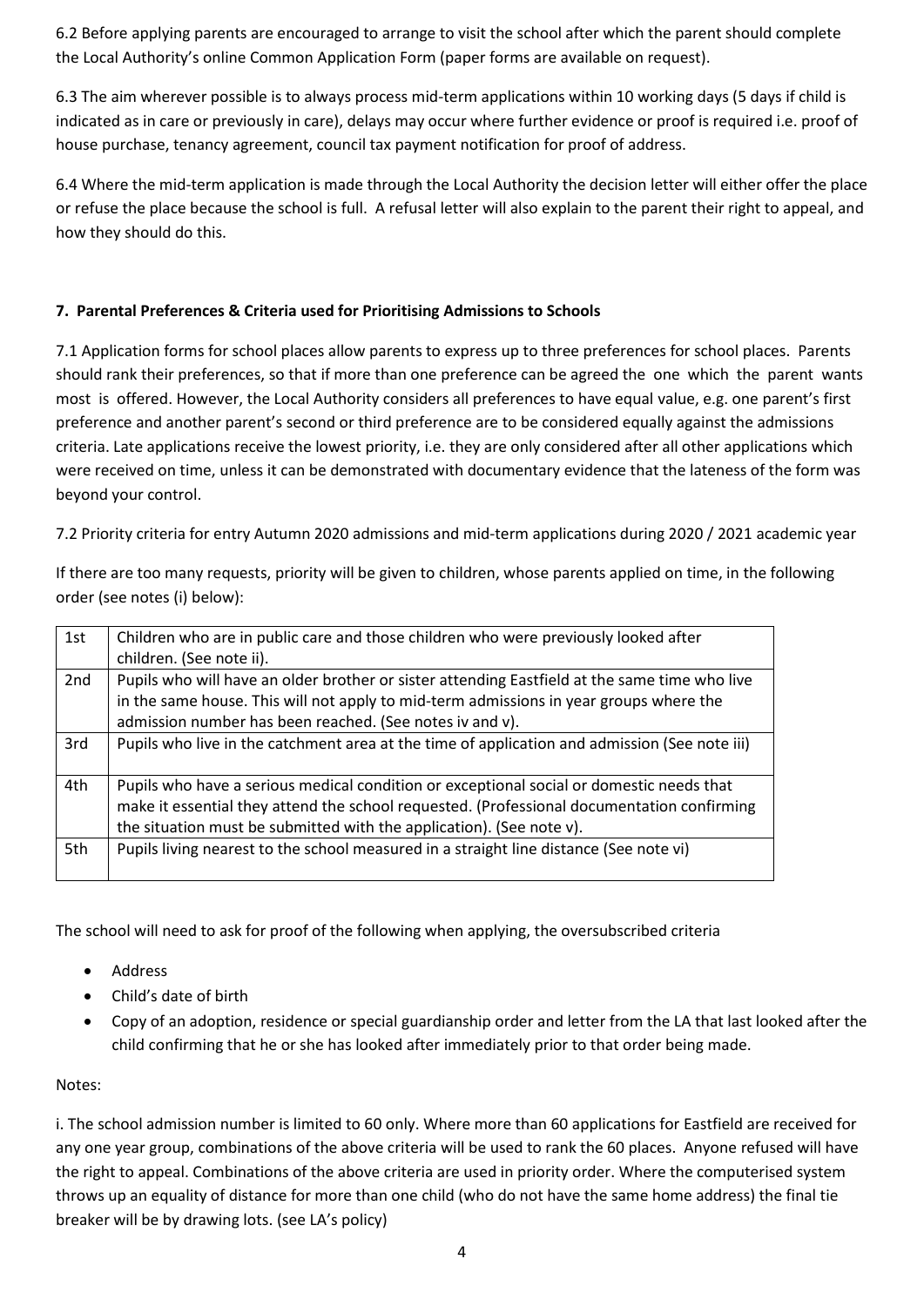6.2 Before applying parents are encouraged to arrange to visit the school after which the parent should complete the Local Authority's online Common Application Form (paper forms are available on request).

6.3 The aim wherever possible is to always process mid-term applications within 10 working days (5 days if child is indicated as in care or previously in care), delays may occur where further evidence or proof is required i.e. proof of house purchase, tenancy agreement, council tax payment notification for proof of address.

6.4 Where the mid-term application is made through the Local Authority the decision letter will either offer the place or refuse the place because the school is full. A refusal letter will also explain to the parent their right to appeal, and how they should do this.

**7. Parental Preferences & Criteria used for Prioritising Admissions to Schools**

7.1 Application forms for school places allow parents to express up to three preferences for school places. Parents should rank their preferences, so that if more than one preference can be agreed the one which the parent wants most is offered. However, the Local Authority considers all preferences to have equal value, e.g. one parent's first preference and another parent's second or third preference are to be considered equally against the admissions criteria. Late applications receive the lowest priority, i.e. they are only considered after all other applications which were received on time, unless it can be demonstrated with documentary evidence that the lateness of the form was beyond your control.

7.2 Priority criteria for entry Autumn 2020 admissions and mid-term applications during 2020 / 2021 academic year

If there are too many requests, priority will be given to children, whose parents applied on time, in the following order (see notes (i) below):

| | |
|---|---|
| 1st | Children who are in public care and those children who were previously looked after children. (See note ii). |
| 2nd | Pupils who will have an older brother or sister attending Eastfield at the same time who live in the same house. This will not apply to mid-term admissions in year groups where the admission number has been reached. (See notes iv and v). |
| 3rd | Pupils who live in the catchment area at the time of application and admission (See note iii) |
| 4th | Pupils who have a serious medical condition or exceptional social or domestic needs that make it essential they attend the school requested. (Professional documentation confirming the situation must be submitted with the application). (See note v). |
| 5th | Pupils living nearest to the school measured in a straight line distance (See note vi) |

The school will need to ask for proof of the following when applying, the oversubscribed criteria

- Address
- Child's date of birth
- Copy of an adoption, residence or special guardianship order and letter from the LA that last looked after the child confirming that he or she has looked after immediately prior to that order being made.

Notes:

i. The school admission number is limited to 60 only. Where more than 60 applications for Eastfield are received for any one year group, combinations of the above criteria will be used to rank the 60 places. Anyone refused will have the right to appeal. Combinations of the above criteria are used in priority order. Where the computerised system throws up an equality of distance for more than one child (who do not have the same home address) the final tie breaker will be by drawing lots. (see LA's policy)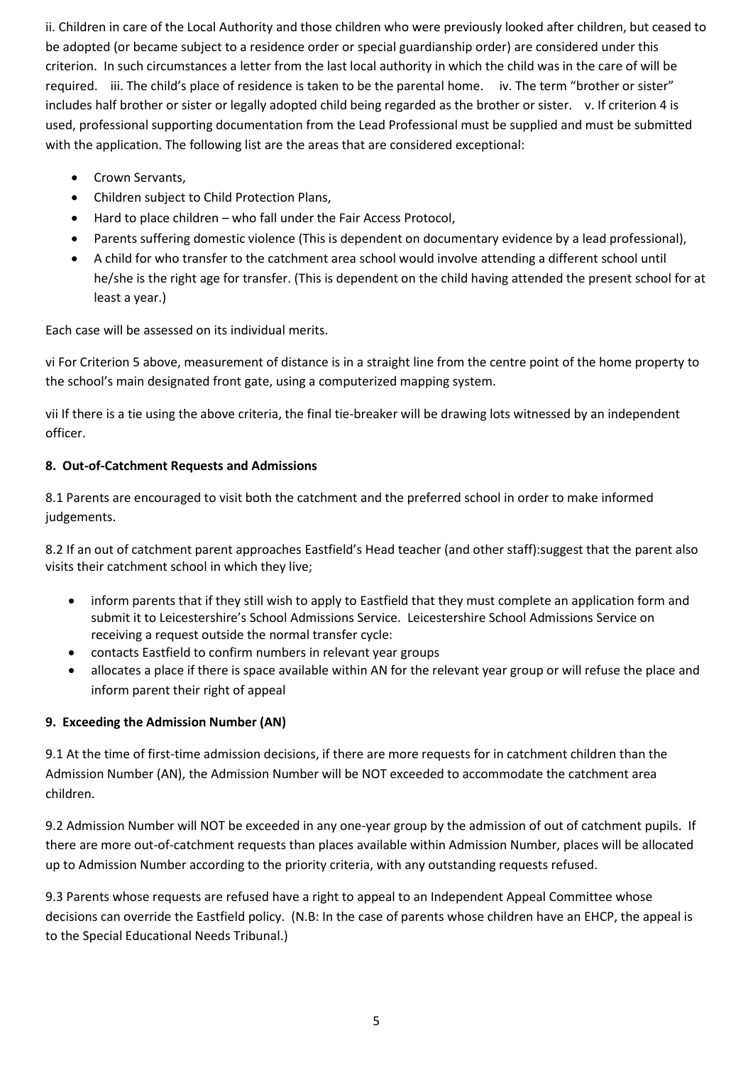ii. Children in care of the Local Authority and those children who were previously looked after children, but ceased to be adopted (or became subject to a residence order or special guardianship order) are considered under this criterion. In such circumstances a letter from the last local authority in which the child was in the care of will be required. iii. The child's place of residence is taken to be the parental home. iv. The term "brother or sister" includes half brother or sister or legally adopted child being regarded as the brother or sister. v. If criterion 4 is used, professional supporting documentation from the Lead Professional must be supplied and must be submitted with the application. The following list are the areas that are considered exceptional:

- Crown Servants,
- Children subject to Child Protection Plans,
- Hard to place children – who fall under the Fair Access Protocol,
- Parents suffering domestic violence (This is dependent on documentary evidence by a lead professional),
- A child for who transfer to the catchment area school would involve attending a different school until he/she is the right age for transfer. (This is dependent on the child having attended the present school for at least a year.)

Each case will be assessed on its individual merits.

vi For Criterion 5 above, measurement of distance is in a straight line from the centre point of the home property to the school's main designated front gate, using a computerized mapping system.

vii If there is a tie using the above criteria, the final tie-breaker will be drawing lots witnessed by an independent officer.

**8. Out-of-Catchment Requests and Admissions**

8.1 Parents are encouraged to visit both the catchment and the preferred school in order to make informed judgements.

8.2 If an out of catchment parent approaches Eastfield's Head teacher (and other staff):suggest that the parent also visits their catchment school in which they live;

- inform parents that if they still wish to apply to Eastfield that they must complete an application form and submit it to Leicestershire's School Admissions Service. Leicestershire School Admissions Service on receiving a request outside the normal transfer cycle:
- contacts Eastfield to confirm numbers in relevant year groups
- allocates a place if there is space available within AN for the relevant year group or will refuse the place and inform parent their right of appeal

**9. Exceeding the Admission Number (AN)**

9.1 At the time of first-time admission decisions, if there are more requests for in catchment children than the Admission Number (AN), the Admission Number will be NOT exceeded to accommodate the catchment area children.

9.2 Admission Number will NOT be exceeded in any one-year group by the admission of out of catchment pupils. If there are more out-of-catchment requests than places available within Admission Number, places will be allocated up to Admission Number according to the priority criteria, with any outstanding requests refused.

9.3 Parents whose requests are refused have a right to appeal to an Independent Appeal Committee whose decisions can override the Eastfield policy. (N.B: In the case of parents whose children have an EHCP, the appeal is to the Special Educational Needs Tribunal.)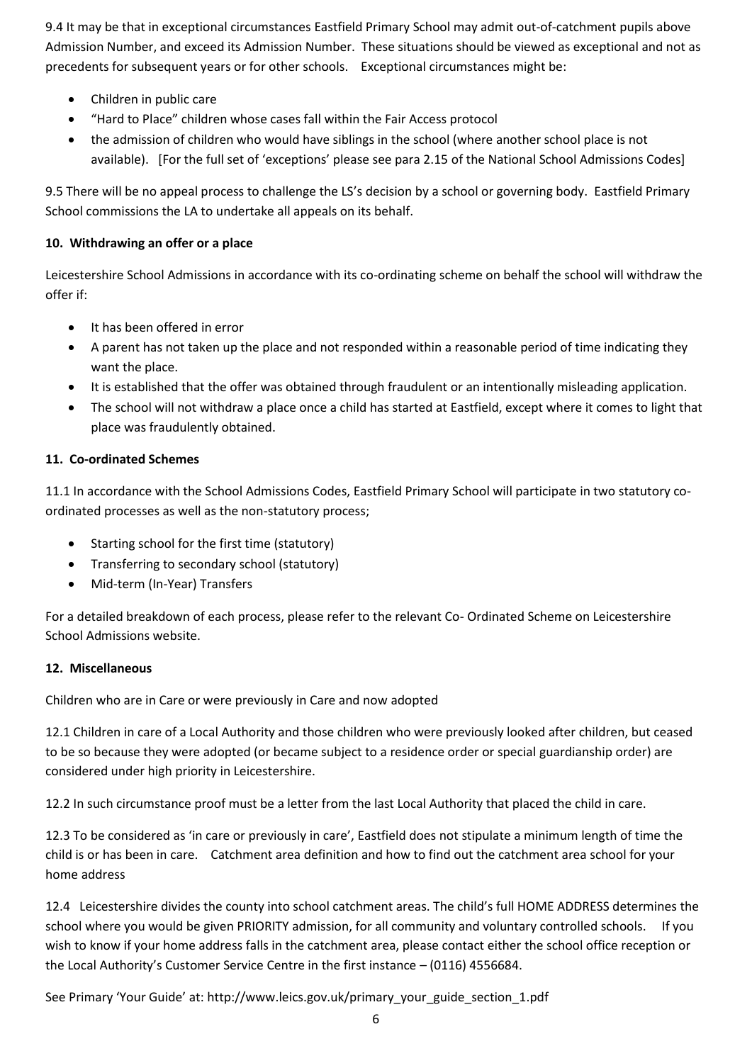9.4 It may be that in exceptional circumstances Eastfield Primary School may admit out-of-catchment pupils above Admission Number, and exceed its Admission Number. These situations should be viewed as exceptional and not as precedents for subsequent years or for other schools. Exceptional circumstances might be:

- Children in public care
- "Hard to Place" children whose cases fall within the Fair Access protocol
- the admission of children who would have siblings in the school (where another school place is not available). [For the full set of 'exceptions' please see para 2.15 of the National School Admissions Codes]

9.5 There will be no appeal process to challenge the LS's decision by a school or governing body. Eastfield Primary School commissions the LA to undertake all appeals on its behalf.

**10. Withdrawing an offer or a place**

Leicestershire School Admissions in accordance with its co-ordinating scheme on behalf the school will withdraw the offer if:

- It has been offered in error
- A parent has not taken up the place and not responded within a reasonable period of time indicating they want the place.
- It is established that the offer was obtained through fraudulent or an intentionally misleading application.
- The school will not withdraw a place once a child has started at Eastfield, except where it comes to light that place was fraudulently obtained.

**11. Co-ordinated Schemes**

11.1 In accordance with the School Admissions Codes, Eastfield Primary School will participate in two statutory co-ordinated processes as well as the non-statutory process;

- Starting school for the first time (statutory)
- Transferring to secondary school (statutory)
- Mid-term (In-Year) Transfers

For a detailed breakdown of each process, please refer to the relevant Co- Ordinated Scheme on Leicestershire School Admissions website.

**12. Miscellaneous**

Children who are in Care or were previously in Care and now adopted

12.1 Children in care of a Local Authority and those children who were previously looked after children, but ceased to be so because they were adopted (or became subject to a residence order or special guardianship order) are considered under high priority in Leicestershire.

12.2 In such circumstance proof must be a letter from the last Local Authority that placed the child in care.

12.3 To be considered as 'in care or previously in care', Eastfield does not stipulate a minimum length of time the child is or has been in care. Catchment area definition and how to find out the catchment area school for your home address

12.4 Leicestershire divides the county into school catchment areas. The child's full HOME ADDRESS determines the school where you would be given PRIORITY admission, for all community and voluntary controlled schools. If you wish to know if your home address falls in the catchment area, please contact either the school office reception or the Local Authority's Customer Service Centre in the first instance – (0116) 4556684.

See Primary 'Your Guide' at: http://www.leics.gov.uk/primary_your_guide_section_1.pdf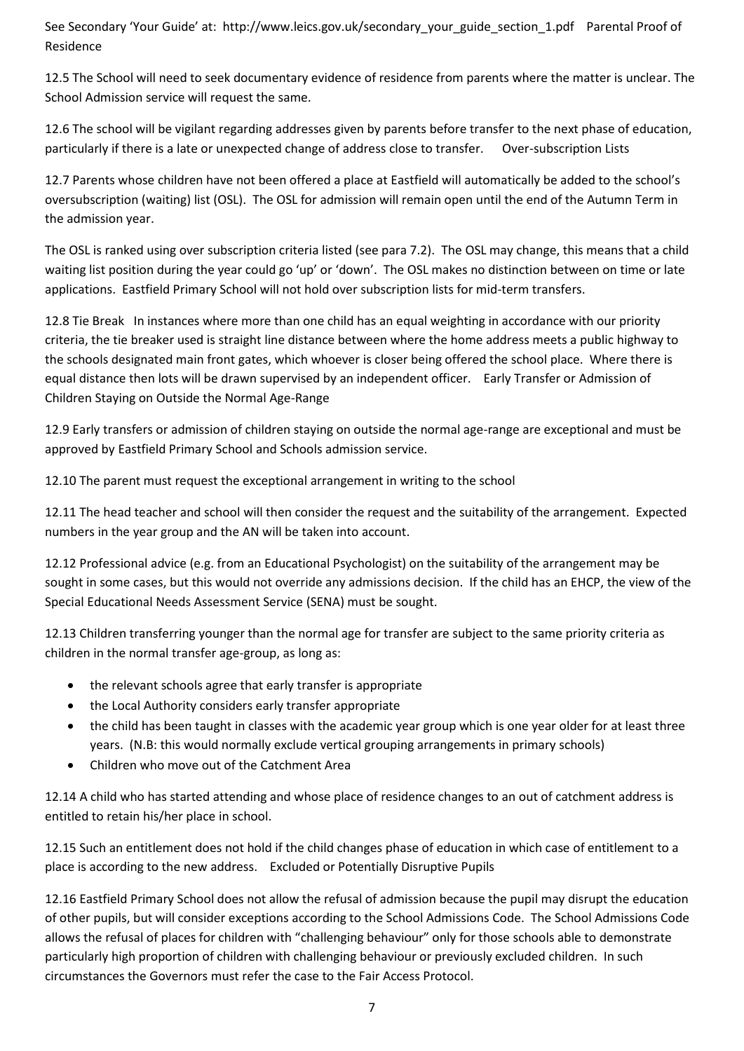See Secondary 'Your Guide' at: http://www.leics.gov.uk/secondary_your_guide_section_1.pdf

### Parental Proof of Residence

12.5 The School will need to seek documentary evidence of residence from parents where the matter is unclear. The School Admission service will request the same.

12.6 The school will be vigilant regarding addresses given by parents before transfer to the next phase of education, particularly if there is a late or unexpected change of address close to transfer.

### Over-subscription Lists

12.7 Parents whose children have not been offered a place at Eastfield will automatically be added to the school's oversubscription (waiting) list (OSL). The OSL for admission will remain open until the end of the Autumn Term in the admission year.

The OSL is ranked using over subscription criteria listed (see para 7.2). The OSL may change, this means that a child waiting list position during the year could go 'up' or 'down'. The OSL makes no distinction between on time or late applications. Eastfield Primary School will not hold over subscription lists for mid-term transfers.

12.8 Tie Break In instances where more than one child has an equal weighting in accordance with our priority criteria, the tie breaker used is straight line distance between where the home address meets a public highway to the schools designated main front gates, which whoever is closer being offered the school place. Where there is equal distance then lots will be drawn supervised by an independent officer.

### Early Transfer or Admission of Children Staying on Outside the Normal Age-Range

12.9 Early transfers or admission of children staying on outside the normal age-range are exceptional and must be approved by Eastfield Primary School and Schools admission service.

12.10 The parent must request the exceptional arrangement in writing to the school

12.11 The head teacher and school will then consider the request and the suitability of the arrangement. Expected numbers in the year group and the AN will be taken into account.

12.12 Professional advice (e.g. from an Educational Psychologist) on the suitability of the arrangement may be sought in some cases, but this would not override any admissions decision. If the child has an EHCP, the view of the Special Educational Needs Assessment Service (SENA) must be sought.

12.13 Children transferring younger than the normal age for transfer are subject to the same priority criteria as children in the normal transfer age-group, as long as:

- the relevant schools agree that early transfer is appropriate
- the Local Authority considers early transfer appropriate
- the child has been taught in classes with the academic year group which is one year older for at least three years. (N.B: this would normally exclude vertical grouping arrangements in primary schools)
- Children who move out of the Catchment Area

12.14 A child who has started attending and whose place of residence changes to an out of catchment address is entitled to retain his/her place in school.

12.15 Such an entitlement does not hold if the child changes phase of education in which case of entitlement to a place is according to the new address.

### Excluded or Potentially Disruptive Pupils

12.16 Eastfield Primary School does not allow the refusal of admission because the pupil may disrupt the education of other pupils, but will consider exceptions according to the School Admissions Code. The School Admissions Code allows the refusal of places for children with "challenging behaviour" only for those schools able to demonstrate particularly high proportion of children with challenging behaviour or previously excluded children. In such circumstances the Governors must refer the case to the Fair Access Protocol.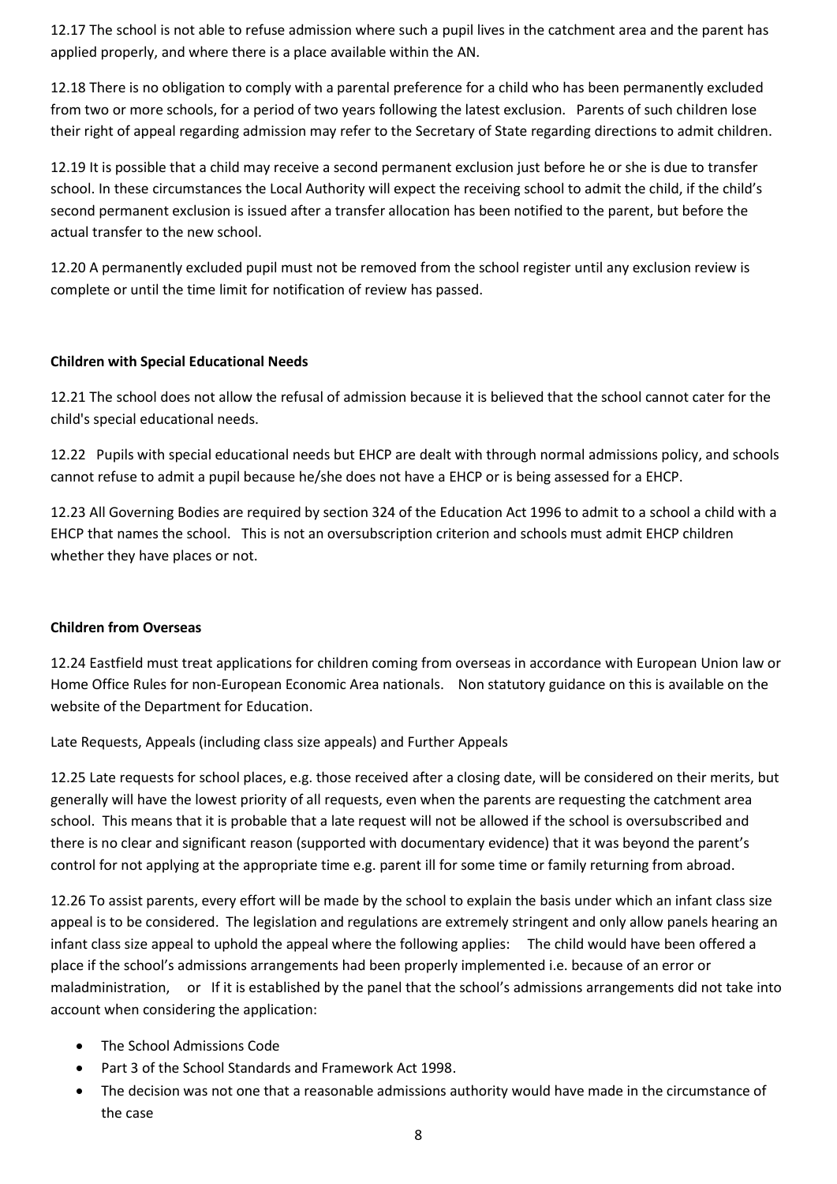12.17 The school is not able to refuse admission where such a pupil lives in the catchment area and the parent has applied properly, and where there is a place available within the AN.

12.18 There is no obligation to comply with a parental preference for a child who has been permanently excluded from two or more schools, for a period of two years following the latest exclusion. Parents of such children lose their right of appeal regarding admission may refer to the Secretary of State regarding directions to admit children.

12.19 It is possible that a child may receive a second permanent exclusion just before he or she is due to transfer school. In these circumstances the Local Authority will expect the receiving school to admit the child, if the child's second permanent exclusion is issued after a transfer allocation has been notified to the parent, but before the actual transfer to the new school.

12.20 A permanently excluded pupil must not be removed from the school register until any exclusion review is complete or until the time limit for notification of review has passed.

**Children with Special Educational Needs**

12.21 The school does not allow the refusal of admission because it is believed that the school cannot cater for the child's special educational needs.

12.22 Pupils with special educational needs but EHCP are dealt with through normal admissions policy, and schools cannot refuse to admit a pupil because he/she does not have a EHCP or is being assessed for a EHCP.

12.23 All Governing Bodies are required by section 324 of the Education Act 1996 to admit to a school a child with a EHCP that names the school. This is not an oversubscription criterion and schools must admit EHCP children whether they have places or not.

**Children from Overseas**

12.24 Eastfield must treat applications for children coming from overseas in accordance with European Union law or Home Office Rules for non-European Economic Area nationals. Non statutory guidance on this is available on the website of the Department for Education.

Late Requests, Appeals (including class size appeals) and Further Appeals

12.25 Late requests for school places, e.g. those received after a closing date, will be considered on their merits, but generally will have the lowest priority of all requests, even when the parents are requesting the catchment area school. This means that it is probable that a late request will not be allowed if the school is oversubscribed and there is no clear and significant reason (supported with documentary evidence) that it was beyond the parent's control for not applying at the appropriate time e.g. parent ill for some time or family returning from abroad.

12.26 To assist parents, every effort will be made by the school to explain the basis under which an infant class size appeal is to be considered. The legislation and regulations are extremely stringent and only allow panels hearing an infant class size appeal to uphold the appeal where the following applies: The child would have been offered a place if the school's admissions arrangements had been properly implemented i.e. because of an error or maladministration, or If it is established by the panel that the school's admissions arrangements did not take into account when considering the application:

- The School Admissions Code
- Part 3 of the School Standards and Framework Act 1998.
- The decision was not one that a reasonable admissions authority would have made in the circumstance of the case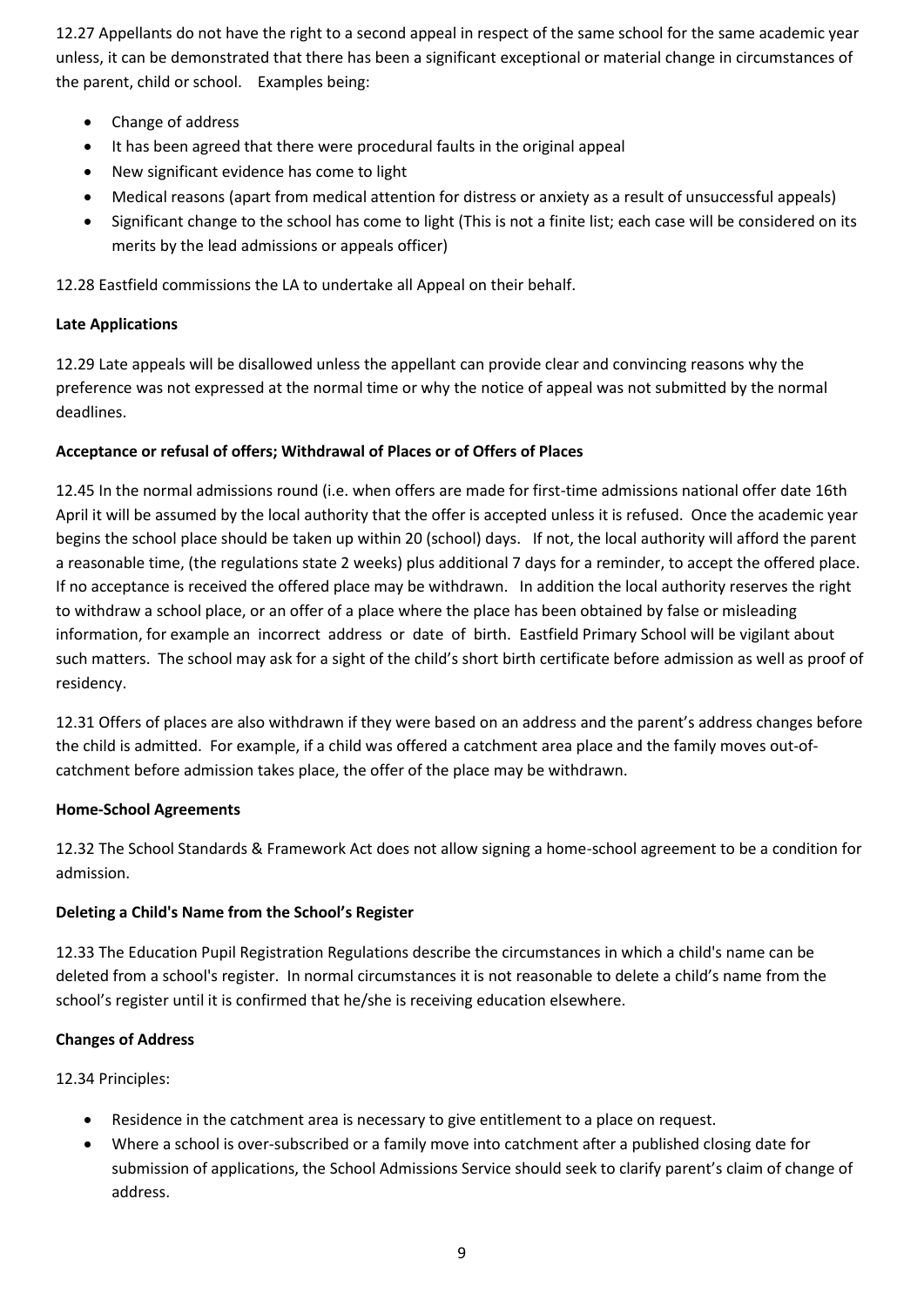12.27 Appellants do not have the right to a second appeal in respect of the same school for the same academic year unless, it can be demonstrated that there has been a significant exceptional or material change in circumstances of the parent, child or school. Examples being:

- Change of address
- It has been agreed that there were procedural faults in the original appeal
- New significant evidence has come to light
- Medical reasons (apart from medical attention for distress or anxiety as a result of unsuccessful appeals)
- Significant change to the school has come to light (This is not a finite list; each case will be considered on its merits by the lead admissions or appeals officer)

12.28 Eastfield commissions the LA to undertake all Appeal on their behalf.

**Late Applications**

12.29 Late appeals will be disallowed unless the appellant can provide clear and convincing reasons why the preference was not expressed at the normal time or why the notice of appeal was not submitted by the normal deadlines.

**Acceptance or refusal of offers; Withdrawal of Places or of Offers of Places**

12.45 In the normal admissions round (i.e. when offers are made for first-time admissions national offer date 16th April it will be assumed by the local authority that the offer is accepted unless it is refused. Once the academic year begins the school place should be taken up within 20 (school) days. If not, the local authority will afford the parent a reasonable time, (the regulations state 2 weeks) plus additional 7 days for a reminder, to accept the offered place. If no acceptance is received the offered place may be withdrawn. In addition the local authority reserves the right to withdraw a school place, or an offer of a place where the place has been obtained by false or misleading information, for example an incorrect address or date of birth. Eastfield Primary School will be vigilant about such matters. The school may ask for a sight of the child's short birth certificate before admission as well as proof of residency.

12.31 Offers of places are also withdrawn if they were based on an address and the parent's address changes before the child is admitted. For example, if a child was offered a catchment area place and the family moves out-of-catchment before admission takes place, the offer of the place may be withdrawn.

**Home-School Agreements**

12.32 The School Standards & Framework Act does not allow signing a home-school agreement to be a condition for admission.

**Deleting a Child's Name from the School's Register**

12.33 The Education Pupil Registration Regulations describe the circumstances in which a child's name can be deleted from a school's register. In normal circumstances it is not reasonable to delete a child's name from the school's register until it is confirmed that he/she is receiving education elsewhere.

**Changes of Address**

12.34 Principles:

- Residence in the catchment area is necessary to give entitlement to a place on request.
- Where a school is over-subscribed or a family move into catchment after a published closing date for submission of applications, the School Admissions Service should seek to clarify parent's claim of change of address.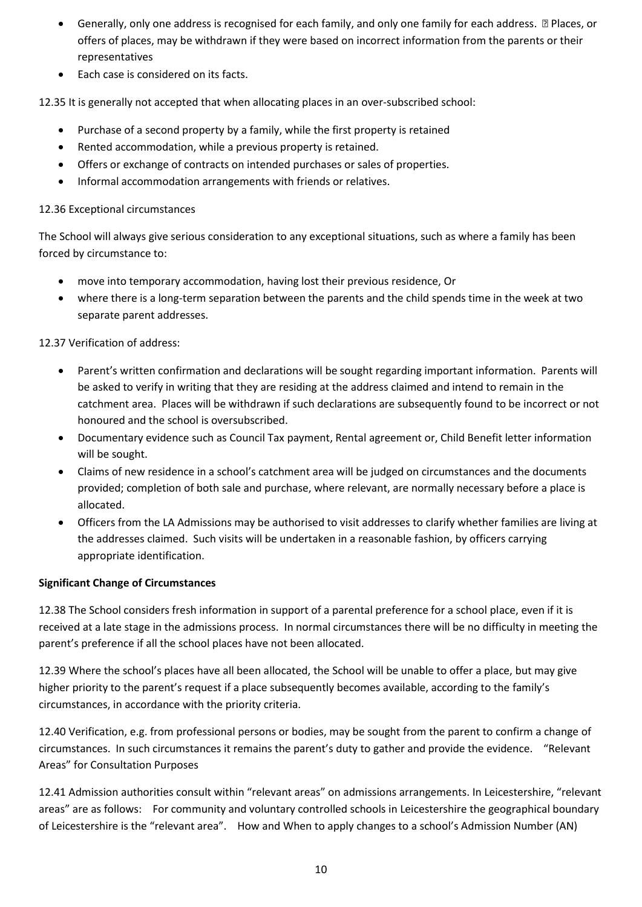- Generally, only one address is recognised for each family, and only one family for each address.  Places, or offers of places, may be withdrawn if they were based on incorrect information from the parents or their representatives
- Each case is considered on its facts.

12.35 It is generally not accepted that when allocating places in an over-subscribed school:

- Purchase of a second property by a family, while the first property is retained
- Rented accommodation, while a previous property is retained.
- Offers or exchange of contracts on intended purchases or sales of properties.
- Informal accommodation arrangements with friends or relatives.

12.36 Exceptional circumstances

The School will always give serious consideration to any exceptional situations, such as where a family has been forced by circumstance to:

- move into temporary accommodation, having lost their previous residence, Or
- where there is a long-term separation between the parents and the child spends time in the week at two separate parent addresses.

12.37 Verification of address:

- Parent's written confirmation and declarations will be sought regarding important information. Parents will be asked to verify in writing that they are residing at the address claimed and intend to remain in the catchment area. Places will be withdrawn if such declarations are subsequently found to be incorrect or not honoured and the school is oversubscribed.
- Documentary evidence such as Council Tax payment, Rental agreement or, Child Benefit letter information will be sought.
- Claims of new residence in a school's catchment area will be judged on circumstances and the documents provided; completion of both sale and purchase, where relevant, are normally necessary before a place is allocated.
- Officers from the LA Admissions may be authorised to visit addresses to clarify whether families are living at the addresses claimed. Such visits will be undertaken in a reasonable fashion, by officers carrying appropriate identification.

**Significant Change of Circumstances**

12.38 The School considers fresh information in support of a parental preference for a school place, even if it is received at a late stage in the admissions process. In normal circumstances there will be no difficulty in meeting the parent's preference if all the school places have not been allocated.

12.39 Where the school's places have all been allocated, the School will be unable to offer a place, but may give higher priority to the parent's request if a place subsequently becomes available, according to the family's circumstances, in accordance with the priority criteria.

12.40 Verification, e.g. from professional persons or bodies, may be sought from the parent to confirm a change of circumstances. In such circumstances it remains the parent's duty to gather and provide the evidence. "Relevant Areas" for Consultation Purposes

12.41 Admission authorities consult within "relevant areas" on admissions arrangements. In Leicestershire, "relevant areas" are as follows: For community and voluntary controlled schools in Leicestershire the geographical boundary of Leicestershire is the "relevant area". How and When to apply changes to a school's Admission Number (AN)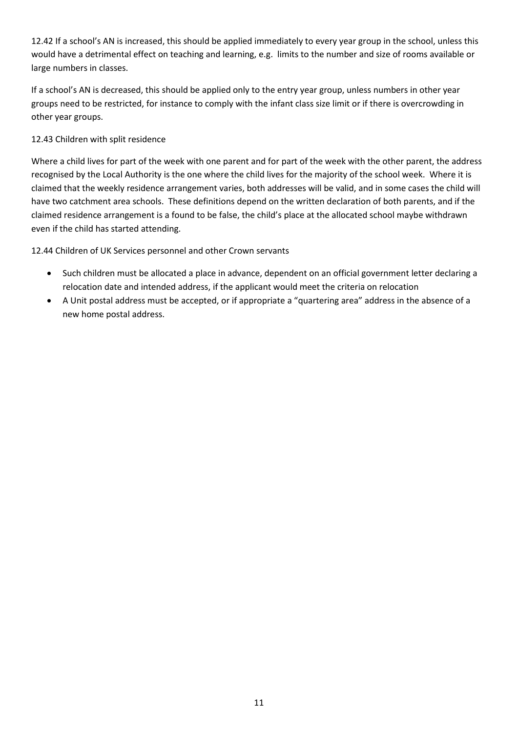12.42 If a school's AN is increased, this should be applied immediately to every year group in the school, unless this would have a detrimental effect on teaching and learning, e.g. limits to the number and size of rooms available or large numbers in classes.

If a school's AN is decreased, this should be applied only to the entry year group, unless numbers in other year groups need to be restricted, for instance to comply with the infant class size limit or if there is overcrowding in other year groups.

12.43 Children with split residence

Where a child lives for part of the week with one parent and for part of the week with the other parent, the address recognised by the Local Authority is the one where the child lives for the majority of the school week. Where it is claimed that the weekly residence arrangement varies, both addresses will be valid, and in some cases the child will have two catchment area schools. These definitions depend on the written declaration of both parents, and if the claimed residence arrangement is a found to be false, the child's place at the allocated school maybe withdrawn even if the child has started attending.

12.44 Children of UK Services personnel and other Crown servants

- Such children must be allocated a place in advance, dependent on an official government letter declaring a relocation date and intended address, if the applicant would meet the criteria on relocation
- A Unit postal address must be accepted, or if appropriate a "quartering area" address in the absence of a new home postal address.